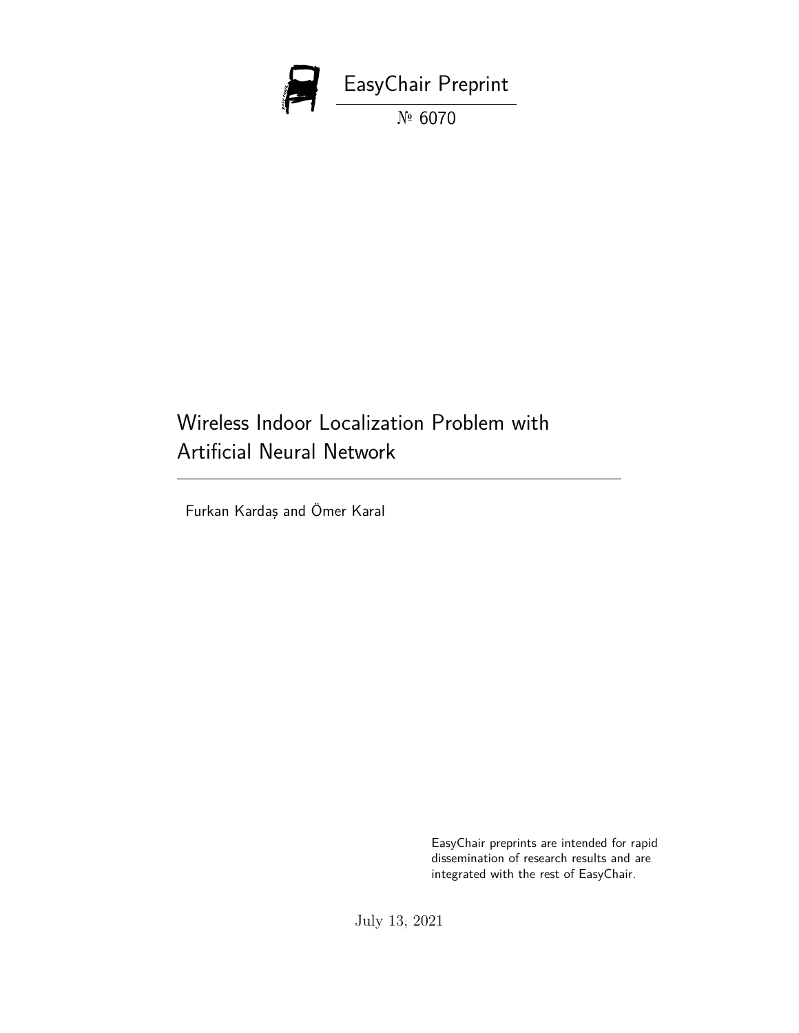EasyChair Preprint

№ 6070

# Wireless Indoor Localization Problem with Artificial Neural Network

Furkan Kardaş and Ömer Karal

EasyChair preprints are intended for rapid dissemination of research results and are integrated with the rest of EasyChair.

July 13, 2021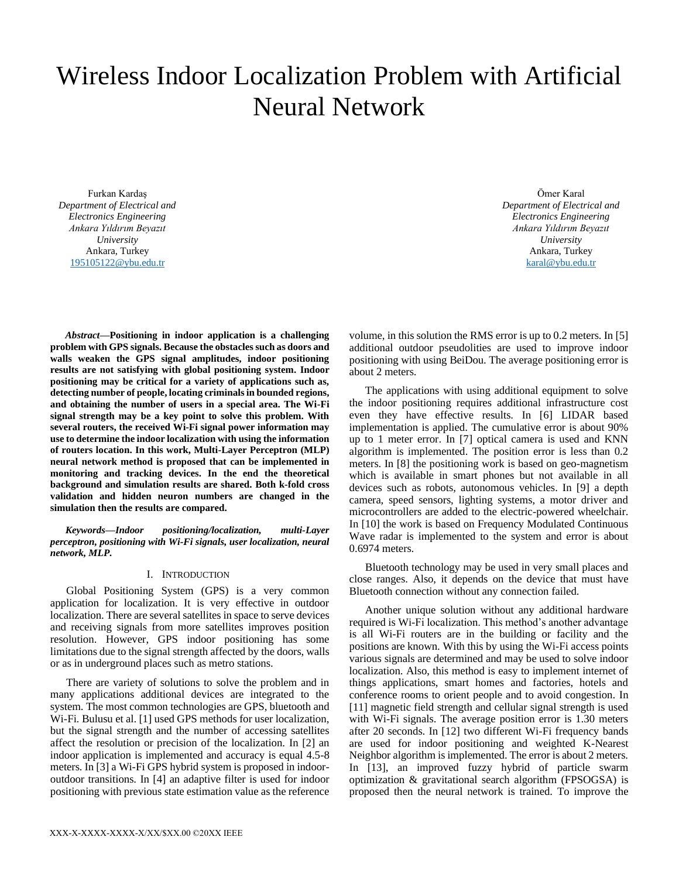# Wireless Indoor Localization Problem with Artificial Neural Network

Furkan Kardaş
*Department of Electrical and Electronics Engineering*
*Ankara Yıldırım Beyazıt University*
Ankara, Turkey
195105122@ybu.edu.tr

Ömer Karal
*Department of Electrical and Electronics Engineering*
*Ankara Yıldırım Beyazıt University*
Ankara, Turkey
karal@ybu.edu.tr

***Abstract*—Positioning in indoor application is a challenging problem with GPS signals. Because the obstacles such as doors and walls weaken the GPS signal amplitudes, indoor positioning results are not satisfying with global positioning system. Indoor positioning may be critical for a variety of applications such as, detecting number of people, locating criminals in bounded regions, and obtaining the number of users in a special area. The Wi-Fi signal strength may be a key point to solve this problem. With several routers, the received Wi-Fi signal power information may use to determine the indoor localization with using the information of routers location. In this work, Multi-Layer Perceptron (MLP) neural network method is proposed that can be implemented in monitoring and tracking devices. In the end the theoretical background and simulation results are shared. Both k-fold cross validation and hidden neuron numbers are changed in the simulation then the results are compared.**

***Keywords—Indoor positioning/localization, multi-Layer perceptron, positioning with Wi-Fi signals, user localization, neural network, MLP.***

## I. Introduction

Global Positioning System (GPS) is a very common application for localization. It is very effective in outdoor localization. There are several satellites in space to serve devices and receiving signals from more satellites improves position resolution. However, GPS indoor positioning has some limitations due to the signal strength affected by the doors, walls or as in underground places such as metro stations.

There are variety of solutions to solve the problem and in many applications additional devices are integrated to the system. The most common technologies are GPS, bluetooth and Wi-Fi. Bulusu et al. [1] used GPS methods for user localization, but the signal strength and the number of accessing satellites affect the resolution or precision of the localization. In [2] an indoor application is implemented and accuracy is equal 4.5-8 meters. In [3] a Wi-Fi GPS hybrid system is proposed in indoor-outdoor transitions. In [4] an adaptive filter is used for indoor positioning with previous state estimation value as the reference volume, in this solution the RMS error is up to 0.2 meters. In [5] additional outdoor pseudolities are used to improve indoor positioning with using BeiDou. The average positioning error is about 2 meters.

The applications with using additional equipment to solve the indoor positioning requires additional infrastructure cost even they have effective results. In [6] LIDAR based implementation is applied. The cumulative error is about 90% up to 1 meter error. In [7] optical camera is used and KNN algorithm is implemented. The position error is less than 0.2 meters. In [8] the positioning work is based on geo-magnetism which is available in smart phones but not available in all devices such as robots, autonomous vehicles. In [9] a depth camera, speed sensors, lighting systems, a motor driver and microcontrollers are added to the electric-powered wheelchair. In [10] the work is based on Frequency Modulated Continuous Wave radar is implemented to the system and error is about 0.6974 meters.

Bluetooth technology may be used in very small places and close ranges. Also, it depends on the device that must have Bluetooth connection without any connection failed.

Another unique solution without any additional hardware required is Wi-Fi localization. This method's another advantage is all Wi-Fi routers are in the building or facility and the positions are known. With this by using the Wi-Fi access points various signals are determined and may be used to solve indoor localization. Also, this method is easy to implement internet of things applications, smart homes and factories, hotels and conference rooms to orient people and to avoid congestion. In [11] magnetic field strength and cellular signal strength is used with Wi-Fi signals. The average position error is 1.30 meters after 20 seconds. In [12] two different Wi-Fi frequency bands are used for indoor positioning and weighted K-Nearest Neighbor algorithm is implemented. The error is about 2 meters. In [13], an improved fuzzy hybrid of particle swarm optimization & gravitational search algorithm (FPSOGSA) is proposed then the neural network is trained. To improve the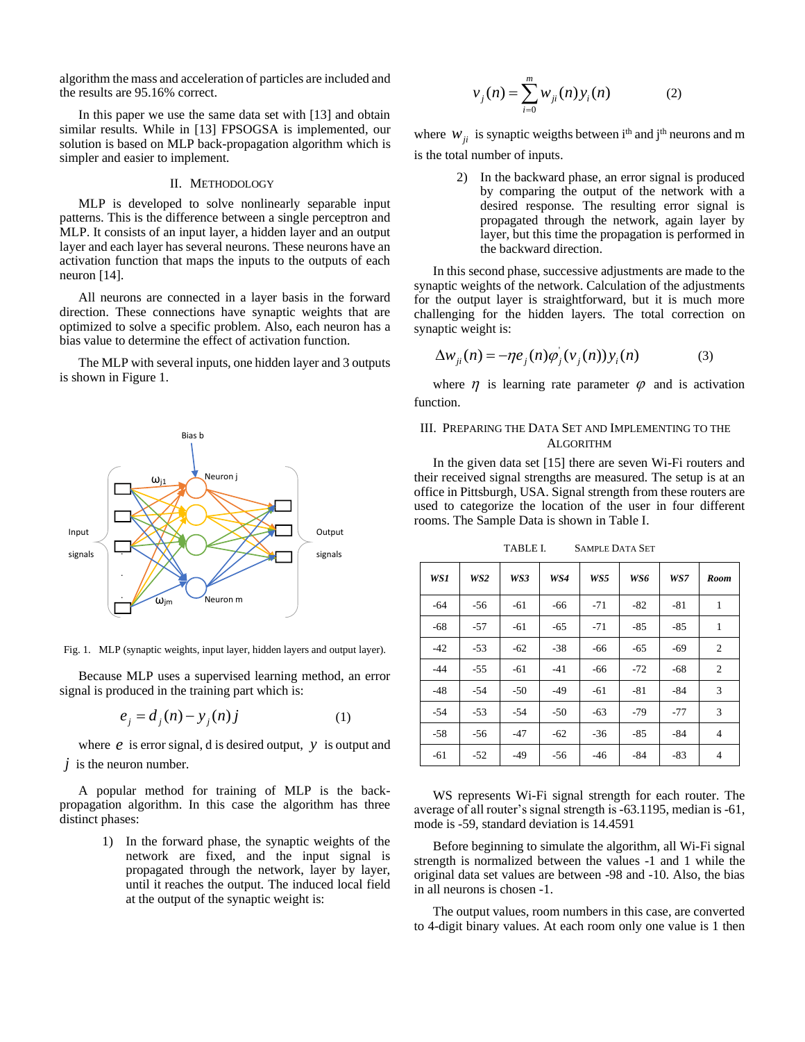algorithm the mass and acceleration of particles are included and the results are 95.16% correct.

In this paper we use the same data set with [13] and obtain similar results. While in [13] FPSOGSA is implemented, our solution is based on MLP back-propagation algorithm which is simpler and easier to implement.

## II. Methodology

MLP is developed to solve nonlinearly separable input patterns. This is the difference between a single perceptron and MLP. It consists of an input layer, a hidden layer and an output layer and each layer has several neurons. These neurons have an activation function that maps the inputs to the outputs of each neuron [14].

All neurons are connected in a layer basis in the forward direction. These connections have synaptic weights that are optimized to solve a specific problem. Also, each neuron has a bias value to determine the effect of activation function.

The MLP with several inputs, one hidden layer and 3 outputs is shown in Figure 1.

Fig. 1. MLP (synaptic weights, input layer, hidden layers and output layer).

Because MLP uses a supervised learning method, an error signal is produced in the training part which is:

$$e_j = d_j(n) - y_j(n) j \qquad (1)$$

where $e$ is error signal, d is desired output, $y$ is output and $j$ is the neuron number.

A popular method for training of MLP is the back-propagation algorithm. In this case the algorithm has three distinct phases:

1) In the forward phase, the synaptic weights of the network are fixed, and the input signal is propagated through the network, layer by layer, until it reaches the output. The induced local field at the output of the synaptic weight is:

$$v_j(n) = \sum_{i=0}^{m} w_{ji}(n) y_i(n) \qquad (2)$$

where $w_{ji}$ is synaptic weigths between i[th] and j[th] neurons and m is the total number of inputs.

2) In the backward phase, an error signal is produced by comparing the output of the network with a desired response. The resulting error signal is propagated through the network, again layer by layer, but this time the propagation is performed in the backward direction.

In this second phase, successive adjustments are made to the synaptic weights of the network. Calculation of the adjustments for the output layer is straightforward, but it is much more challenging for the hidden layers. The total correction on synaptic weight is:

$$\Delta w_{ji}(n) = -\eta e_j(n) \varphi_j'(v_j(n)) y_i(n) \qquad (3)$$

where $\eta$ is learning rate parameter $\varphi$ and is activation function.

## III. Preparing the Data Set and Implementing to the Algorithm

In the given data set [15] there are seven Wi-Fi routers and their received signal strengths are measured. The setup is at an office in Pittsburgh, USA. Signal strength from these routers are used to categorize the location of the user in four different rooms. The Sample Data is shown in Table I.

TABLE I. Sample Data Set

| *WS1* | *WS2* | *WS3* | *WS4* | *WS5* | *WS6* | *WS7* | *Room* |
|---|---|---|---|---|---|---|---|
| -64 | -56 | -61 | -66 | -71 | -82 | -81 | 1 |
| -68 | -57 | -61 | -65 | -71 | -85 | -85 | 1 |
| -42 | -53 | -62 | -38 | -66 | -65 | -69 | 2 |
| -44 | -55 | -61 | -41 | -66 | -72 | -68 | 2 |
| -48 | -54 | -50 | -49 | -61 | -81 | -84 | 3 |
| -54 | -53 | -54 | -50 | -63 | -79 | -77 | 3 |
| -58 | -56 | -47 | -62 | -36 | -85 | -84 | 4 |
| -61 | -52 | -49 | -56 | -46 | -84 | -83 | 4 |

WS represents Wi-Fi signal strength for each router. The average of all router's signal strength is -63.1195, median is -61, mode is -59, standard deviation is 14.4591

Before beginning to simulate the algorithm, all Wi-Fi signal strength is normalized between the values -1 and 1 while the original data set values are between -98 and -10. Also, the bias in all neurons is chosen -1.

The output values, room numbers in this case, are converted to 4-digit binary values. At each room only one value is 1 then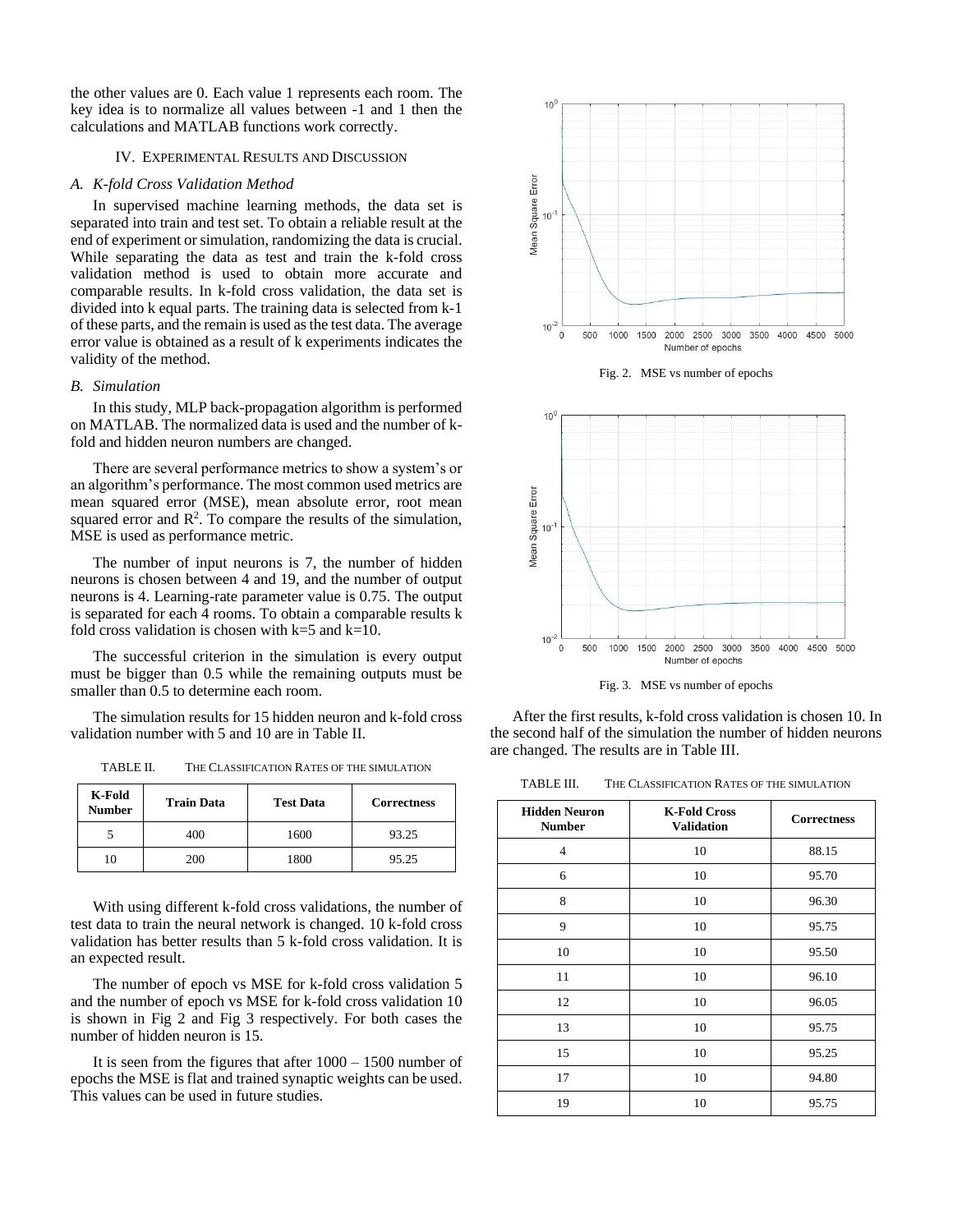the other values are 0. Each value 1 represents each room. The key idea is to normalize all values between -1 and 1 then the calculations and MATLAB functions work correctly.

## IV. Experimental Results and Discussion

### *A. K-fold Cross Validation Method*

In supervised machine learning methods, the data set is separated into train and test set. To obtain a reliable result at the end of experiment or simulation, randomizing the data is crucial. While separating the data as test and train the k-fold cross validation method is used to obtain more accurate and comparable results. In k-fold cross validation, the data set is divided into k equal parts. The training data is selected from k-1 of these parts, and the remain is used as the test data. The average error value is obtained as a result of k experiments indicates the validity of the method.

### *B. Simulation*

In this study, MLP back-propagation algorithm is performed on MATLAB. The normalized data is used and the number of k-fold and hidden neuron numbers are changed.

There are several performance metrics to show a system's or an algorithm's performance. The most common used metrics are mean squared error (MSE), mean absolute error, root mean squared error and $R^2$. To compare the results of the simulation, MSE is used as performance metric.

The number of input neurons is 7, the number of hidden neurons is chosen between 4 and 19, and the number of output neurons is 4. Learning-rate parameter value is 0.75. The output is separated for each 4 rooms. To obtain a comparable results k fold cross validation is chosen with k=5 and k=10.

The successful criterion in the simulation is every output must be bigger than 0.5 while the remaining outputs must be smaller than 0.5 to determine each room.

The simulation results for 15 hidden neuron and k-fold cross validation number with 5 and 10 are in Table II.

TABLE II. The Classification Rates of the simulation

| K-Fold Number | Train Data | Test Data | Correctness |
|---|---|---|---|
| 5 | 400 | 1600 | 93.25 |
| 10 | 200 | 1800 | 95.25 |

With using different k-fold cross validations, the number of test data to train the neural network is changed. 10 k-fold cross validation has better results than 5 k-fold cross validation. It is an expected result.

The number of epoch vs MSE for k-fold cross validation 5 and the number of epoch vs MSE for k-fold cross validation 10 is shown in Fig 2 and Fig 3 respectively. For both cases the number of hidden neuron is 15.

It is seen from the figures that after 1000 – 1500 number of epochs the MSE is flat and trained synaptic weights can be used. This values can be used in future studies.

Fig. 2. MSE vs number of epochs

Fig. 3. MSE vs number of epochs

After the first results, k-fold cross validation is chosen 10. In the second half of the simulation the number of hidden neurons are changed. The results are in Table III.

TABLE III. The Classification Rates of the simulation

| Hidden Neuron Number | K-Fold Cross Validation | Correctness |
|---|---|---|
| 4 | 10 | 88.15 |
| 6 | 10 | 95.70 |
| 8 | 10 | 96.30 |
| 9 | 10 | 95.75 |
| 10 | 10 | 95.50 |
| 11 | 10 | 96.10 |
| 12 | 10 | 96.05 |
| 13 | 10 | 95.75 |
| 15 | 10 | 95.25 |
| 17 | 10 | 94.80 |
| 19 | 10 | 95.75 |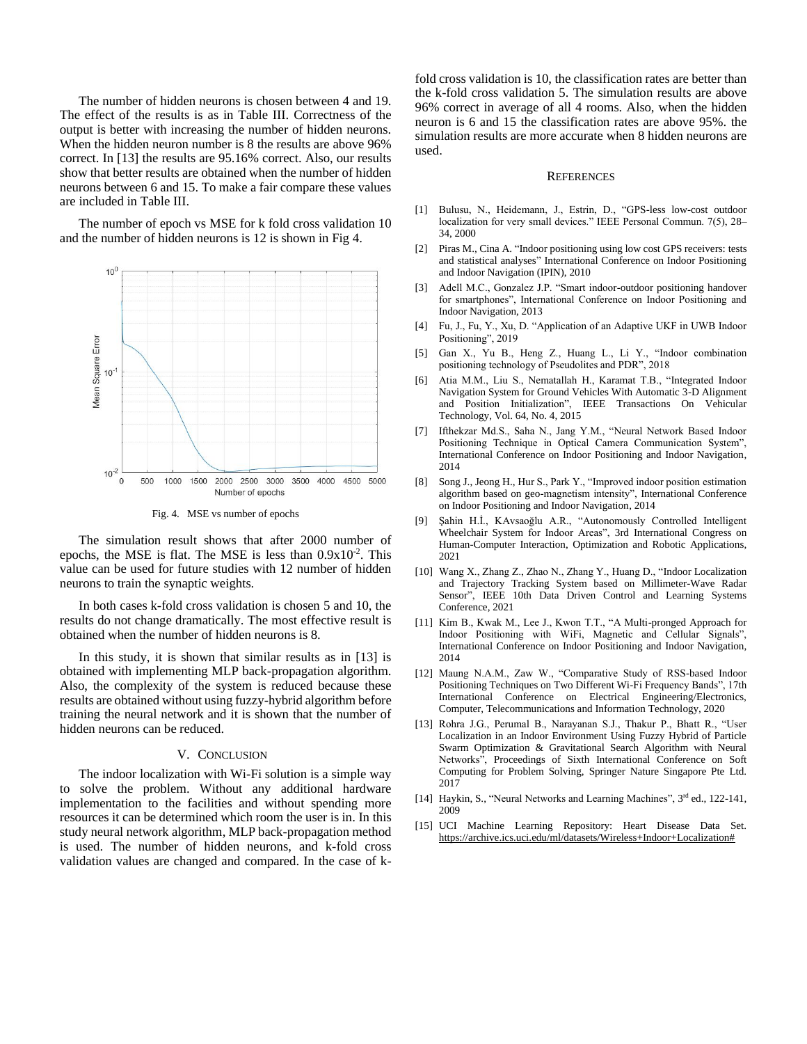The number of hidden neurons is chosen between 4 and 19. The effect of the results is as in Table III. Correctness of the output is better with increasing the number of hidden neurons. When the hidden neuron number is 8 the results are above 96% correct. In [13] the results are 95.16% correct. Also, our results show that better results are obtained when the number of hidden neurons between 6 and 15. To make a fair compare these values are included in Table III.

The number of epoch vs MSE for k fold cross validation 10 and the number of hidden neurons is 12 is shown in Fig 4.

Mean Square Error

$10^0$

$10^{-1}$

$10^{-2}$

0 500 1000 1500 2000 2500 3000 3500 4000 4500 5000

Number of epochs

Fig. 4. MSE vs number of epochs

The simulation result shows that after 2000 number of epochs, the MSE is flat. The MSE is less than $0.9 \times 10^{-2}$. This value can be used for future studies with 12 number of hidden neurons to train the synaptic weights.

In both cases k-fold cross validation is chosen 5 and 10, the results do not change dramatically. The most effective result is obtained when the number of hidden neurons is 8.

In this study, it is shown that similar results as in [13] is obtained with implementing MLP back-propagation algorithm. Also, the complexity of the system is reduced because these results are obtained without using fuzzy-hybrid algorithm before training the neural network and it is shown that the number of hidden neurons can be reduced.

## V. Conclusion

The indoor localization with Wi-Fi solution is a simple way to solve the problem. Without any additional hardware implementation to the facilities and without spending more resources it can be determined which room the user is in. In this study neural network algorithm, MLP back-propagation method is used. The number of hidden neurons, and k-fold cross validation values are changed and compared. In the case of k-fold cross validation is 10, the classification rates are better than the k-fold cross validation 5. The simulation results are above 96% correct in average of all 4 rooms. Also, when the hidden neuron is 6 and 15 the classification rates are above 95%. the simulation results are more accurate when 8 hidden neurons are used.

## References

[1] Bulusu, N., Heidemann, J., Estrin, D., "GPS-less low-cost outdoor localization for very small devices." IEEE Personal Commun. 7(5), 28–34, 2000

[2] Piras M., Cina A. "Indoor positioning using low cost GPS receivers: tests and statistical analyses" International Conference on Indoor Positioning and Indoor Navigation (IPIN), 2010

[3] Adell M.C., Gonzalez J.P. "Smart indoor-outdoor positioning handover for smartphones", International Conference on Indoor Positioning and Indoor Navigation, 2013

[4] Fu, J., Fu, Y., Xu, D. "Application of an Adaptive UKF in UWB Indoor Positioning", 2019

[5] Gan X., Yu B., Heng Z., Huang L., Li Y., "Indoor combination positioning technology of Pseudolites and PDR", 2018

[6] Atia M.M., Liu S., Nematallah H., Karamat T.B., "Integrated Indoor Navigation System for Ground Vehicles With Automatic 3-D Alignment and Position Initialization", IEEE Transactions On Vehicular Technology, Vol. 64, No. 4, 2015

[7] Ifthekzar Md.S., Saha N., Jang Y.M., "Neural Network Based Indoor Positioning Technique in Optical Camera Communication System", International Conference on Indoor Positioning and Indoor Navigation, 2014

[8] Song J., Jeong H., Hur S., Park Y., "Improved indoor position estimation algorithm based on geo-magnetism intensity", International Conference on Indoor Positioning and Indoor Navigation, 2014

[9] Şahin H.İ., KAvsaoğlu A.R., "Autonomously Controlled Intelligent Wheelchair System for Indoor Areas", 3rd International Congress on Human-Computer Interaction, Optimization and Robotic Applications, 2021

[10] Wang X., Zhang Z., Zhao N., Zhang Y., Huang D., "Indoor Localization and Trajectory Tracking System based on Millimeter-Wave Radar Sensor", IEEE 10th Data Driven Control and Learning Systems Conference, 2021

[11] Kim B., Kwak M., Lee J., Kwon T.T., "A Multi-pronged Approach for Indoor Positioning with WiFi, Magnetic and Cellular Signals", International Conference on Indoor Positioning and Indoor Navigation, 2014

[12] Maung N.A.M., Zaw W., "Comparative Study of RSS-based Indoor Positioning Techniques on Two Different Wi-Fi Frequency Bands", 17th International Conference on Electrical Engineering/Electronics, Computer, Telecommunications and Information Technology, 2020

[13] Rohra J.G., Perumal B., Narayanan S.J., Thakur P., Bhatt R., "User Localization in an Indoor Environment Using Fuzzy Hybrid of Particle Swarm Optimization & Gravitational Search Algorithm with Neural Networks", Proceedings of Sixth International Conference on Soft Computing for Problem Solving, Springer Nature Singapore Pte Ltd. 2017

[14] Haykin, S., "Neural Networks and Learning Machines", 3rd ed., 122-141, 2009

[15] UCI Machine Learning Repository: Heart Disease Data Set. https://archive.ics.uci.edu/ml/datasets/Wireless+Indoor+Localization#